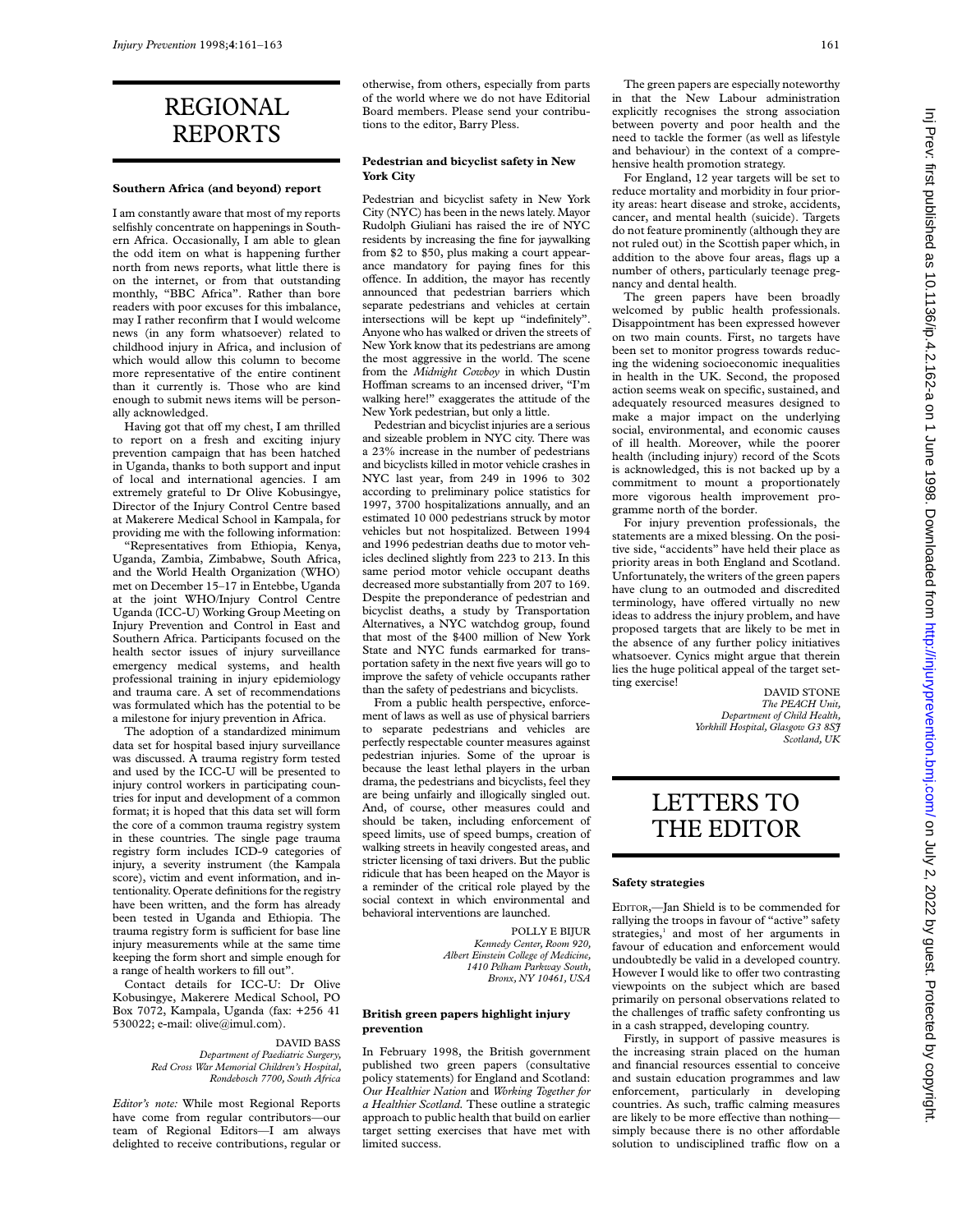# REGIONAL REPORTS

### Southern Africa (and beyond) report

I am constantly aware that most of my reports selfishly concentrate on happenings in Southern Africa. Occasionally, I am able to glean the odd item on what is happening further north from news reports, what little there is on the internet, or from that outstanding monthly, "BBC Africa". Rather than bore readers with poor excuses for this imbalance, may I rather reconfirm that I would welcome news (in any form whatsoever) related to childhood injury in Africa, and inclusion of which would allow this column to become more representative of the entire continent than it currently is. Those who are kind enough to submit news items will be personally acknowledged.

Having got that off my chest, I am thrilled to report on a fresh and exciting injury prevention campaign that has been hatched in Uganda, thanks to both support and input of local and international agencies. I am extremely grateful to Dr Olive Kobusingye, Director of the Injury Control Centre based at Makerere Medical School in Kampala, for providing me with the following information:

"Representatives from Ethiopia, Kenya, Uganda, Zambia, Zimbabwe, South Africa, and the World Health Organization (WHO) met on December 15–17 in Entebbe, Uganda at the joint WHO/Injury Control Centre Uganda (ICC-U) Working Group Meeting on Injury Prevention and Control in East and Southern Africa. Participants focused on the health sector issues of injury surveillance emergency medical systems, and health professional training in injury epidemiology and trauma care. A set of recommendations was formulated which has the potential to be a milestone for injury prevention in Africa.

The adoption of a standardized minimum data set for hospital based injury surveillance was discussed. A trauma registry form tested and used by the ICC-U will be presented to injury control workers in participating countries for input and development of a common format; it is hoped that this data set will form the core of a common trauma registry system in these countries. The single page trauma registry form includes ICD-9 categories of injury, a severity instrument (the Kampala score), victim and event information, and intentionality. Operate definitions for the registry have been written, and the form has already been tested in Uganda and Ethiopia. The trauma registry form is sufficient for base line injury measurements while at the same time keeping the form short and simple enough for a range of health workers to fill out".

Contact details for ICC-U: Dr Olive Kobusingye, Makerere Medical School, PO Box 7072, Kampala, Uganda (fax: +256 41 530022; e-mail: olive@imul.com).

DAVID BASS
*Department of Paediatric Surgery, Red Cross War Memorial Children's Hospital, Rondebosch 7700, South Africa*

*Editor's note:* While most Regional Reports have come from regular contributors—our team of Regional Editors—I am always delighted to receive contributions, regular or otherwise, from others, especially from parts of the world where we do not have Editorial Board members. Please send your contributions to the editor, Barry Pless.

### Pedestrian and bicyclist safety in New York City

Pedestrian and bicyclist safety in New York City (NYC) has been in the news lately. Mayor Rudolph Giuliani has raised the ire of NYC residents by increasing the fine for jaywalking from $2 to $50, plus making a court appearance mandatory for paying fines for this offence. In addition, the mayor has recently announced that pedestrian barriers which separate pedestrians and vehicles at certain intersections will be kept up "indefinitely". Anyone who has walked or driven the streets of New York know that its pedestrians are among the most aggressive in the world. The scene from the *Midnight Cowboy* in which Dustin Hoffman screams to an incensed driver, "I'm walking here!" exaggerates the attitude of the New York pedestrian, but only a little.

Pedestrian and bicyclist injuries are a serious and sizeable problem in NYC city. There was a 23% increase in the number of pedestrians and bicyclists killed in motor vehicle crashes in NYC last year, from 249 in 1996 to 302 according to preliminary police statistics for 1997, 3700 hospitalizations annually, and an estimated 10 000 pedestrians struck by motor vehicles but not hospitalized. Between 1994 and 1996 pedestrian deaths due to motor vehicles declined slightly from 223 to 213. In this same period motor vehicle occupant deaths decreased more substantially from 207 to 169. Despite the preponderance of pedestrian and bicyclist deaths, a study by Transportation Alternatives, a NYC watchdog group, found that most of the $400 million of New York State and NYC funds earmarked for transportation safety in the next five years will go to improve the safety of vehicle occupants rather than the safety of pedestrians and bicyclists.

From a public health perspective, enforcement of laws as well as use of physical barriers to separate pedestrians and vehicles are perfectly respectable counter measures against pedestrian injuries. Some of the uproar is because the least lethal players in the urban drama, the pedestrians and bicyclists, feel they are being unfairly and illogically singled out. And, of course, other measures could and should be taken, including enforcement of speed limits, use of speed bumps, creation of walking streets in heavily congested areas, and stricter licensing of taxi drivers. But the public ridicule that has been heaped on the Mayor is a reminder of the critical role played by the social context in which environmental and behavioral interventions are launched.

POLLY E BIJUR
*Kennedy Center, Room 920, Albert Einstein College of Medicine, 1410 Pelham Parkway South, Bronx, NY 10461, USA*

### British green papers highlight injury prevention

In February 1998, the British government published two green papers (consultative policy statements) for England and Scotland: *Our Healthier Nation* and *Working Together for a Healthier Scotland.* These outline a strategic approach to public health that build on earlier target setting exercises that have met with limited success.

The green papers are especially noteworthy in that the New Labour administration explicitly recognises the strong association between poverty and poor health and the need to tackle the former (as well as lifestyle and behaviour) in the context of a comprehensive health promotion strategy.

For England, 12 year targets will be set to reduce mortality and morbidity in four priority areas: heart disease and stroke, accidents, cancer, and mental health (suicide). Targets do not feature prominently (although they are not ruled out) in the Scottish paper which, in addition to the above four areas, flags up a number of others, particularly teenage pregnancy and dental health.

The green papers have been broadly welcomed by public health professionals. Disappointment has been expressed however on two main counts. First, no targets have been set to monitor progress towards reducing the widening socioeconomic inequalities in health in the UK. Second, the proposed action seems weak on specific, sustained, and adequately resourced measures designed to make a major impact on the underlying social, environmental, and economic causes of ill health. Moreover, while the poorer health (including injury) record of the Scots is acknowledged, this is not backed up by a commitment to mount a proportionately more vigorous health improvement programme north of the border.

For injury prevention professionals, the statements are a mixed blessing. On the positive side, "accidents" have held their place as priority areas in both England and Scotland. Unfortunately, the writers of the green papers have clung to an outmoded and discredited terminology, have offered virtually no new ideas to address the injury problem, and have proposed targets that are likely to be met in the absence of any further policy initiatives whatsoever. Cynics might argue that therein lies the huge political appeal of the target setting exercise!

DAVID STONE
*The PEACH Unit, Department of Child Health, Yorkhill Hospital, Glasgow G3 8SJ Scotland, UK*

# LETTERS TO THE EDITOR

### Safety strategies

EDITOR,—Jan Shield is to be commended for rallying the troops in favour of "active" safety strategies,[1] and most of her arguments in favour of education and enforcement would undoubtedly be valid in a developed country. However I would like to offer two contrasting viewpoints on the subject which are based primarily on personal observations related to the challenges of traffic safety confronting us in a cash strapped, developing country.

Firstly, in support of passive measures is the increasing strain placed on the human and financial resources essential to conceive and sustain education programmes and law enforcement, particularly in developing countries. As such, traffic calming measures are likely to be more effective than nothing—simply because there is no other affordable solution to undisciplined traffic flow on a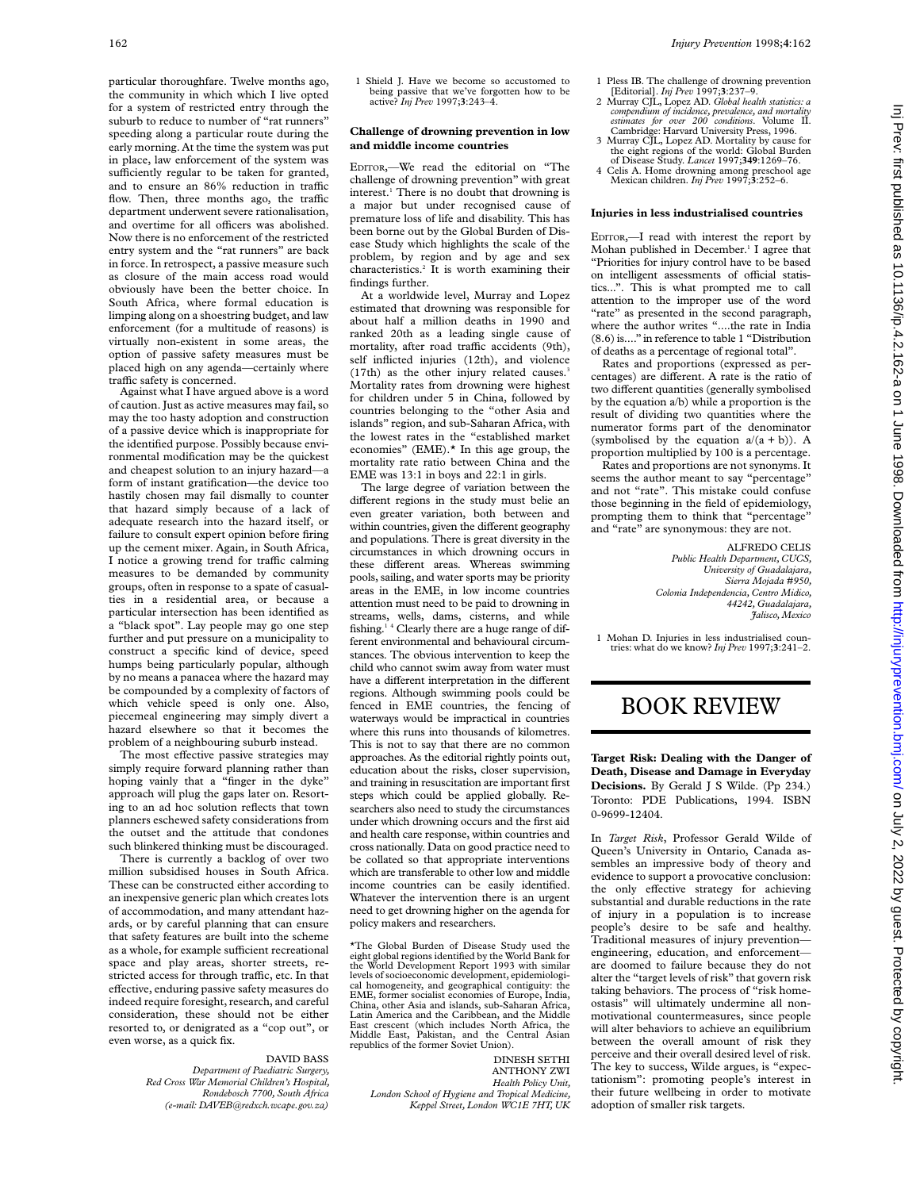particular thoroughfare. Twelve months ago, the community in which which I live opted for a system of restricted entry through the suburb to reduce to number of "rat runners" speeding along a particular route during the early morning. At the time the system was put in place, law enforcement of the system was sufficiently regular to be taken for granted, and to ensure an 86% reduction in traffic flow. Then, three months ago, the traffic department underwent severe rationalisation, and overtime for all officers was abolished. Now there is no enforcement of the restricted entry system and the "rat runners" are back in force. In retrospect, a passive measure such as closure of the main access road would obviously have been the better choice. In South Africa, where formal education is limping along on a shoestring budget, and law enforcement (for a multitude of reasons) is virtually non-existent in some areas, the option of passive safety measures must be placed high on any agenda—certainly where traffic safety is concerned.

Against what I have argued above is a word of caution. Just as active measures may fail, so may the too hasty adoption and construction of a passive device which is inappropriate for the identified purpose. Possibly because environmental modification may be the quickest and cheapest solution to an injury hazard—a form of instant gratification—the device too hastily chosen may fail dismally to counter that hazard simply because of a lack of adequate research into the hazard itself, or failure to consult expert opinion before firing up the cement mixer. Again, in South Africa, I notice a growing trend for traffic calming measures to be demanded by community groups, often in response to a spate of casualties in a residential area, or because a particular intersection has been identified as a "black spot". Lay people may go one step further and put pressure on a municipality to construct a specific kind of device, speed humps being particularly popular, although by no means a panacea where the hazard may be compounded by a complexity of factors of which vehicle speed is only one. Also, piecemeal engineering may simply divert a hazard elsewhere so that it becomes the problem of a neighbouring suburb instead.

The most effective passive strategies may simply require forward planning rather than hoping vainly that a "finger in the dyke" approach will plug the gaps later on. Resorting to an ad hoc solution reflects that town planners eschewed safety considerations from the outset and the attitude that condones such blinkered thinking must be discouraged.

There is currently a backlog of over two million subsidised houses in South Africa. These can be constructed either according to an inexpensive generic plan which creates lots of accommodation, and many attendant hazards, or by careful planning that can ensure that safety features are built into the scheme as a whole, for example sufficient recreational space and play areas, shorter streets, restricted access for through traffic, etc. In that effective, enduring passive safety measures do indeed require foresight, research, and careful consideration, these should not be either resorted to, or denigrated as a "cop out", or even worse, as a quick fix.

DAVID BASS
*Department of Paediatric Surgery,*
*Red Cross War Memorial Children's Hospital,*
*Rondebosch 7700, South Africa*
*(e-mail: DAVEB@redxch.wcape.gov.za)*

1 Shield J. Have we become so accustomed to being passive that we've forgotten how to be active? *Inj Prev* 1997;**3**:243–4.

## Challenge of drowning prevention in low and middle income countries

EDITOR,—We read the editorial on "The challenge of drowning prevention" with great interest.[1] There is no doubt that drowning is a major but under recognised cause of premature loss of life and disability. This has been borne out by the Global Burden of Disease Study which highlights the scale of the problem, by region and by age and sex characteristics.[2] It is worth examining their findings further.

At a worldwide level, Murray and Lopez estimated that drowning was responsible for about half a million deaths in 1990 and ranked 20th as a leading single cause of mortality, after road traffic accidents (9th), self inflicted injuries (12th), and violence (17th) as the other injury related causes.[3] Mortality rates from drowning were highest for children under 5 in China, followed by countries belonging to the "other Asia and islands" region, and sub-Saharan Africa, with the lowest rates in the "established market economies" (EME).* In this age group, the mortality rate ratio between China and the EME was 13:1 in boys and 22:1 in girls.

The large degree of variation between the different regions in the study must belie an even greater variation, both between and within countries, given the different geography and populations. There is great diversity in the circumstances in which drowning occurs in these different areas. Whereas swimming pools, sailing, and water sports may be priority areas in the EME, in low income countries attention must need to be paid to drowning in streams, wells, dams, cisterns, and while fishing.[1 4] Clearly there are a huge range of different environmental and behavioural circumstances. The obvious intervention to keep the child who cannot swim away from water must have a different interpretation in the different regions. Although swimming pools could be fenced in EME countries, the fencing of waterways would be impractical in countries where this runs into thousands of kilometres. This is not to say that there are no common approaches. As the editorial rightly points out, education about the risks, closer supervision, and training in resuscitation are important first steps which could be applied globally. Researchers also need to study the circumstances under which drowning occurs and the first aid and health care response, within countries and cross nationally. Data on good practice need to be collated so that appropriate interventions which are transferable to other low and middle income countries can be easily identified. Whatever the intervention there is an urgent need to get drowning higher on the agenda for policy makers and researchers.

*The Global Burden of Disease Study used the eight global regions identified by the World Bank for the World Development Report 1993 with similar levels of socioeconomic development, epidemiological homogeneity, and geographical contiguity: the EME, former socialist economies of Europe, India, China, other Asia and islands, sub-Saharan Africa, Latin America and the Caribbean, and the Middle East crescent (which includes North Africa, the Middle East, Pakistan, and the Central Asian republics of the former Soviet Union).

DINESH SETHI
ANTHONY ZWI
*Health Policy Unit,*
*London School of Hygiene and Tropical Medicine,*
*Keppel Street, London WC1E 7HT, UK*

1 Pless IB. The challenge of drowning prevention [Editorial]. *Inj Prev* 1997;**3**:237–9.
2 Murray CJL, Lopez AD. *Global health statistics: a compendium of incidence, prevalence, and mortality estimates for over 200 conditions*. Volume II. Cambridge: Harvard University Press, 1996.
3 Murray CJL, Lopez AD. Mortality by cause for the eight regions of the world: Global Burden of Disease Study. *Lancet* 1997;**349**:1269–76.
4 Celis A. Home drowning among preschool age Mexican children. *Inj Prev* 1997;**3**:252–6.

## Injuries in less industrialised countries

EDITOR,—I read with interest the report by Mohan published in December.[1] I agree that "Priorities for injury control have to be based on intelligent assessments of official statistics...". This is what prompted me to call attention to the improper use of the word "rate" as presented in the second paragraph, where the author writes "....the rate in India (8.6) is...." in reference to table 1 "Distribution of deaths as a percentage of regional total".

Rates and proportions (expressed as percentages) are different. A rate is the ratio of two different quantities (generally symbolised by the equation a/b) while a proportion is the result of dividing two quantities where the numerator forms part of the denominator (symbolised by the equation a/(a + b)). A proportion multiplied by 100 is a percentage.

Rates and proportions are not synonyms. It seems the author meant to say "percentage" and not "rate". This mistake could confuse those beginning in the field of epidemiology, prompting them to think that "percentage" and "rate" are synonymous: they are not.

ALFREDO CELIS
*Public Health Department, CUCS,*
*University of Guadalajara,*
*Sierra Mojada #950,*
*Colonia Independencia, Centro Midico,*
*44242, Guadalajara,*
*Jalisco, Mexico*

1 Mohan D. Injuries in less industrialised countries: what do we know? *Inj Prev* 1997;**3**:241–2.

# BOOK REVIEW

**Target Risk: Dealing with the Danger of Death, Disease and Damage in Everyday Decisions.** By Gerald J S Wilde. (Pp 234.) Toronto: PDE Publications, 1994. ISBN 0-9699-12404.

In *Target Risk*, Professor Gerald Wilde of Queen's University in Ontario, Canada assembles an impressive body of theory and evidence to support a provocative conclusion: the only effective strategy for achieving substantial and durable reductions in the rate of injury in a population is to increase people's desire to be safe and healthy. Traditional measures of injury prevention—engineering, education, and enforcement—are doomed to failure because they do not alter the "target levels of risk" that govern risk taking behaviors. The process of "risk homeostasis" will ultimately undermine all non-motivational countermeasures, since people will alter behaviors to achieve an equilibrium between the overall amount of risk they perceive and their overall desired level of risk. The key to success, Wilde argues, is "expectationism": promoting people's interest in their future wellbeing in order to motivate adoption of smaller risk targets.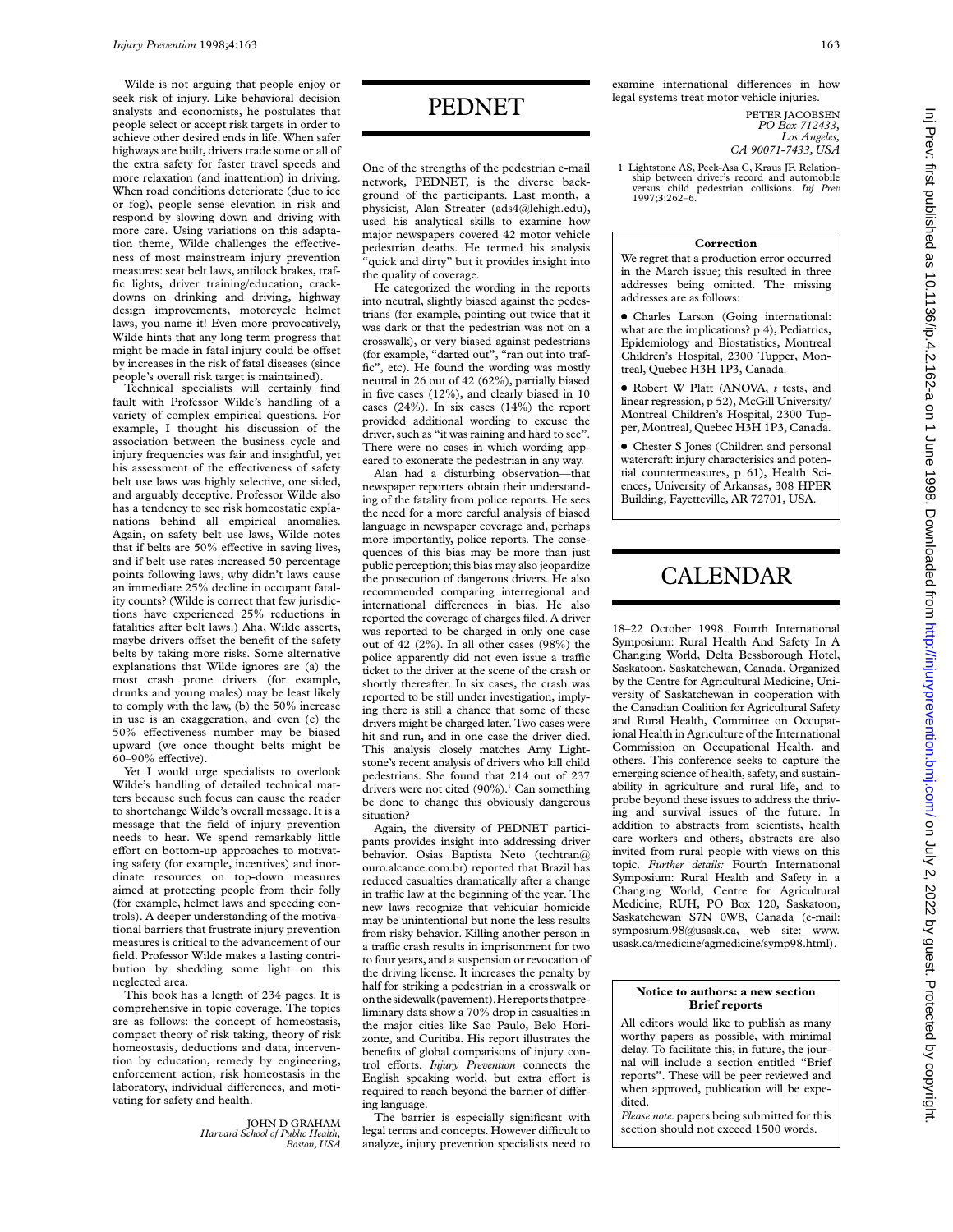Wilde is not arguing that people enjoy or seek risk of injury. Like behavioral decision analysts and economists, he postulates that people select or accept risk targets in order to achieve other desired ends in life. When safer highways are built, drivers trade some or all of the extra safety for faster travel speeds and more relaxation (and inattention) in driving. When road conditions deteriorate (due to ice or fog), people sense elevation in risk and respond by slowing down and driving with more care. Using variations on this adaptation theme, Wilde challenges the effectiveness of most mainstream injury prevention measures: seat belt laws, antilock brakes, traffic lights, driver training/education, crackdowns on drinking and driving, highway design improvements, motorcycle helmet laws, you name it! Even more provocatively, Wilde hints that any long term progress that might be made in fatal injury could be offset by increases in the risk of fatal diseases (since people's overall risk target is maintained).

Technical specialists will certainly find fault with Professor Wilde's handling of a variety of complex empirical questions. For example, I thought his discussion of the association between the business cycle and injury frequencies was fair and insightful, yet his assessment of the effectiveness of safety belt use laws was highly selective, one sided, and arguably deceptive. Professor Wilde also has a tendency to see risk homeostatic explanations behind all empirical anomalies. Again, on safety belt use laws, Wilde notes that if belts are 50% effective in saving lives, and if belt use rates increased 50 percentage points following laws, why didn't laws cause an immediate 25% decline in occupant fatality counts? (Wilde is correct that few jurisdictions have experienced 25% reductions in fatalities after belt laws.) Aha, Wilde asserts, maybe drivers offset the benefit of the safety belts by taking more risks. Some alternative explanations that Wilde ignores are (a) the most crash prone drivers (for example, drunks and young males) may be least likely to comply with the law, (b) the 50% increase in use is an exaggeration, and even (c) the 50% effectiveness number may be biased upward (we once thought belts might be 60–90% effective).

Yet I would urge specialists to overlook Wilde's handling of detailed technical matters because such focus can cause the reader to shortchange Wilde's overall message. It is a message that the field of injury prevention needs to hear. We spend remarkably little effort on bottom-up approaches to motivating safety (for example, incentives) and inordinate resources on top-down measures aimed at protecting people from their folly (for example, helmet laws and speeding controls). A deeper understanding of the motivational barriers that frustrate injury prevention measures is critical to the advancement of our field. Professor Wilde makes a lasting contribution by shedding some light on this neglected area.

This book has a length of 234 pages. It is comprehensive in topic coverage. The topics are as follows: the concept of homeostasis, compact theory of risk taking, theory of risk homeostasis, deductions and data, intervention by education, remedy by engineering, enforcement action, risk homeostasis in the laboratory, individual differences, and motivating for safety and health.

JOHN D GRAHAM
*Harvard School of Public Health, Boston, USA*

# PEDNET

One of the strengths of the pedestrian e-mail network, PEDNET, is the diverse background of the participants. Last month, a physicist, Alan Streater (ads4@lehigh.edu), used his analytical skills to examine how major newspapers covered 42 motor vehicle pedestrian deaths. He termed his analysis "quick and dirty" but it provides insight into the quality of coverage.

He categorized the wording in the reports into neutral, slightly biased against the pedestrians (for example, pointing out twice that it was dark or that the pedestrian was not on a crosswalk), or very biased against pedestrians (for example, "darted out", "ran out into traffic", etc). He found the wording was mostly neutral in 26 out of 42 (62%), partially biased in five cases (12%), and clearly biased in 10 cases (24%). In six cases (14%) the report provided additional wording to excuse the driver, such as "it was raining and hard to see". There were no cases in which wording appeared to exonerate the pedestrian in any way.

Alan had a disturbing observation—that newspaper reporters obtain their understanding of the fatality from police reports. He sees the need for a more careful analysis of biased language in newspaper coverage and, perhaps more importantly, police reports. The consequences of this bias may be more than just public perception; this bias may also jeopardize the prosecution of dangerous drivers. He also recommended comparing interregional and international differences in bias. He also reported the coverage of charges filed. A driver was reported to be charged in only one case out of 42 (2%). In all other cases (98%) the police apparently did not even issue a traffic ticket to the driver at the scene of the crash or shortly thereafter. In six cases, the crash was reported to be still under investigation, implying there is still a chance that some of these drivers might be charged later. Two cases were hit and run, and in one case the driver died. This analysis closely matches Amy Lightstone's recent analysis of drivers who kill child pedestrians. She found that 214 out of 237 drivers were not cited (90%).[1] Can something be done to change this obviously dangerous situation?

Again, the diversity of PEDNET participants provides insight into addressing driver behavior. Osias Baptista Neto (techtran@ouro.alcance.com.br) reported that Brazil has reduced casualties dramatically after a change in traffic law at the beginning of the year. The new laws recognize that vehicular homicide may be unintentional but none the less results from risky behavior. Killing another person in a traffic crash results in imprisonment for two to four years, and a suspension or revocation of the driving license. It increases the penalty by half for striking a pedestrian in a crosswalk or on the sidewalk (pavement). He reports that preliminary data show a 70% drop in casualties in the major cities like Sao Paulo, Belo Horizonte, and Curitiba. His report illustrates the benefits of global comparisons of injury control efforts. *Injury Prevention* connects the English speaking world, but extra effort is required to reach beyond the barrier of differing language.

The barrier is especially significant with legal terms and concepts. However difficult to analyze, injury prevention specialists need to examine international differences in how legal systems treat motor vehicle injuries.

PETER JACOBSEN
*PO Box 712433, Los Angeles, CA 90071-7433, USA*

1 Lightstone AS, Peek-Asa C, Kraus JF. Relationship between driver's record and automobile versus child pedestrian collisions. *Inj Prev* 1997;**3**:262–6.

**Correction**

We regret that a production error occurred in the March issue; this resulted in three addresses being omitted. The missing addresses are as follows:

- Charles Larson (Going international: what are the implications? p 4), Pediatrics, Epidemiology and Biostatistics, Montreal Children's Hospital, 2300 Tupper, Montreal, Quebec H3H 1P3, Canada.
- Robert W Platt (ANOVA, *t* tests, and linear regression, p 52), McGill University/Montreal Children's Hospital, 2300 Tupper, Montreal, Quebec H3H 1P3, Canada.
- Chester S Jones (Children and personal watercraft: injury characterisics and potential countermeasures, p 61), Health Sciences, University of Arkansas, 308 HPER Building, Fayetteville, AR 72701, USA.

# CALENDAR

18–22 October 1998. Fourth International Symposium: Rural Health And Safety In A Changing World, Delta Bessborough Hotel, Saskatoon, Saskatchewan, Canada. Organized by the Centre for Agricultural Medicine, University of Saskatchewan in cooperation with the Canadian Coalition for Agricultural Safety and Rural Health, Committee on Occupational Health in Agriculture of the International Commission on Occupational Health, and others. This conference seeks to capture the emerging science of health, safety, and sustainability in agriculture and rural life, and to probe beyond these issues to address the thriving and survival issues of the future. In addition to abstracts from scientists, health care workers and others, abstracts are also invited from rural people with views on this topic. *Further details:* Fourth International Symposium: Rural Health and Safety in a Changing World, Centre for Agricultural Medicine, RUH, PO Box 120, Saskatoon, Saskatchewan S7N 0W8, Canada (e-mail: symposium.98@usask.ca, web site: www.usask.ca/medicine/agmedicine/symp98.html).

**Notice to authors: a new section Brief reports**

All editors would like to publish as many worthy papers as possible, with minimal delay. To facilitate this, in future, the journal will include a section entitled "Brief reports". These will be peer reviewed and when approved, publication will be expedited.

*Please note:* papers being submitted for this section should not exceed 1500 words.